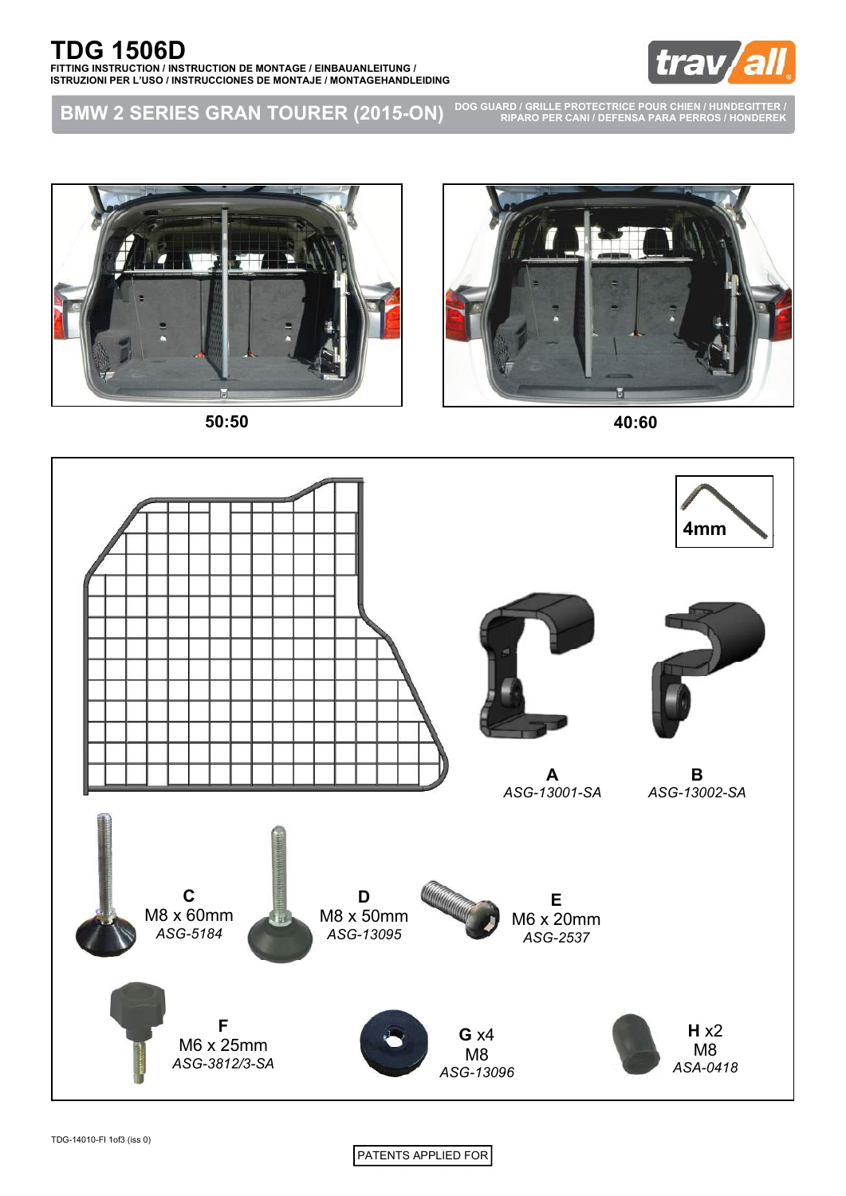# TDG 1506D

**FITTING INSTRUCTION / INSTRUCTION DE MONTAGE / EINBAUANLEITUNG / ISTRUZIONI PER L'USO / INSTRUCCIONES DE MONTAJE / MONTAGEHANDLEIDING**

## BMW 2 SERIES GRAN TOURER (2015-ON)

**DOG GUARD / GRILLE PROTECTRICE POUR CHIEN / HUNDEGITTER / RIPARO PER CANI / DEFENSA PARA PERROS / HONDEREK**

50:50

40:60

4mm

**A** *ASG-13001-SA*

**B** *ASG-13002-SA*

**C** M8 x 60mm *ASG-5184*

**D** M8 x 50mm *ASG-13095*

**E** M6 x 20mm *ASG-2537*

**F** M6 x 25mm *ASG-3812/3-SA*

**G** x4 M8 *ASG-13096*

**H** x2 M8 *ASA-0418*

TDG-14010-FI 1of3 (iss 0)

PATENTS APPLIED FOR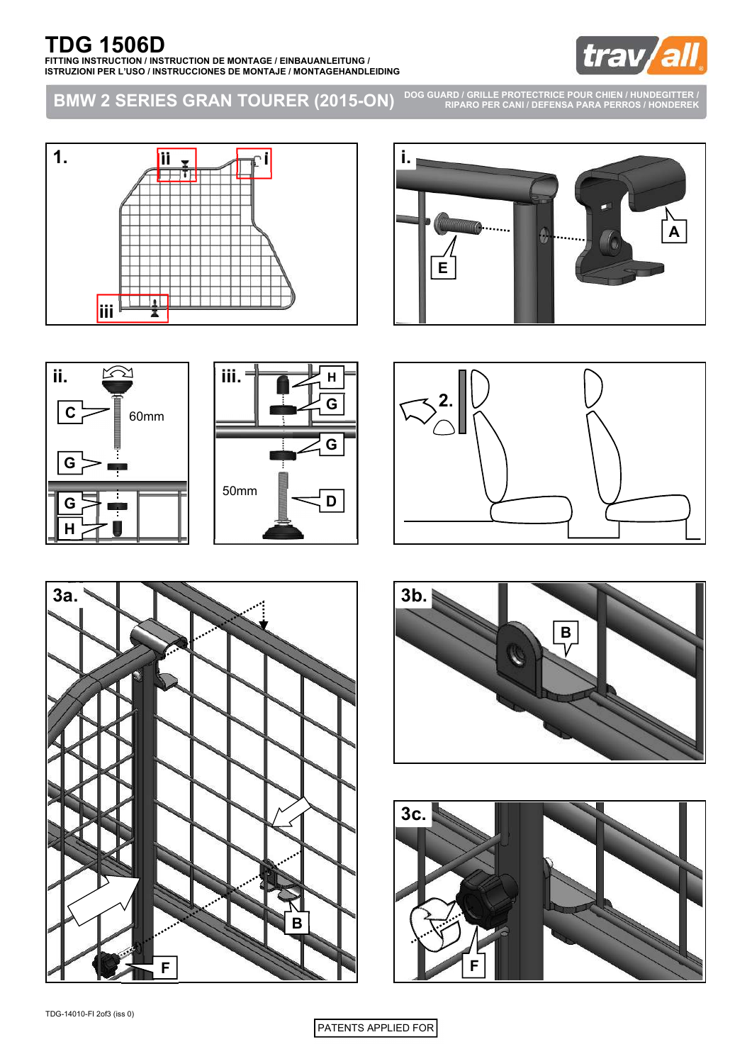# TDG 1506D

FITTING INSTRUCTION / INSTRUCTION DE MONTAGE / EINBAUANLEITUNG / ISTRUZIONI PER L'USO / INSTRUCCIONES DE MONTAJE / MONTAGEHANDLEIDING

## BMW 2 SERIES GRAN TOURER (2015-ON)

DOG GUARD / GRILLE PROTECTRICE POUR CHIEN / HUNDEGITTER / RIPARO PER CANI / DEFENSA PARA PERROS / HONDEREK

1. ii i iii

i. A E

ii. C 60mm G G H

iii. H G G 50mm D

2.

3a. B F

3b. B

3c. F

TDG-14010-FI 2of3 (iss 0)

PATENTS APPLIED FOR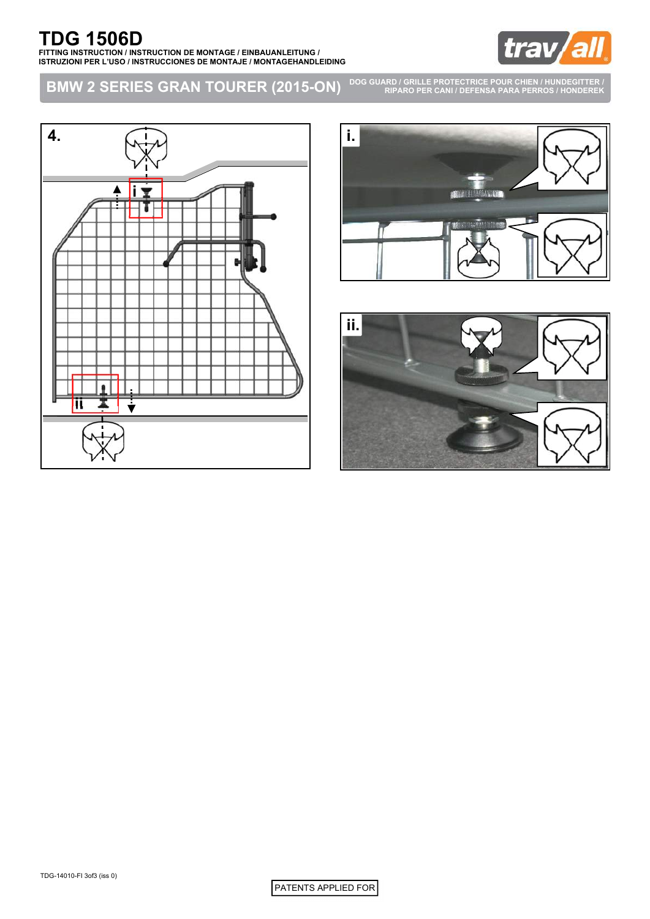# TDG 1506D

**FITTING INSTRUCTION / INSTRUCTION DE MONTAGE / EINBAUANLEITUNG / ISTRUZIONI PER L'USO / INSTRUCCIONES DE MONTAJE / MONTAGEHANDLEIDING**

trav/all

## BMW 2 SERIES GRAN TOURER (2015-ON)

**DOG GUARD / GRILLE PROTECTRICE POUR CHIEN / HUNDEGITTER / RIPARO PER CANI / DEFENSA PARA PERROS / HONDEREK**

4.

i

ii

i.

ii.

TDG-14010-FI 3of3 (iss 0)

PATENTS APPLIED FOR